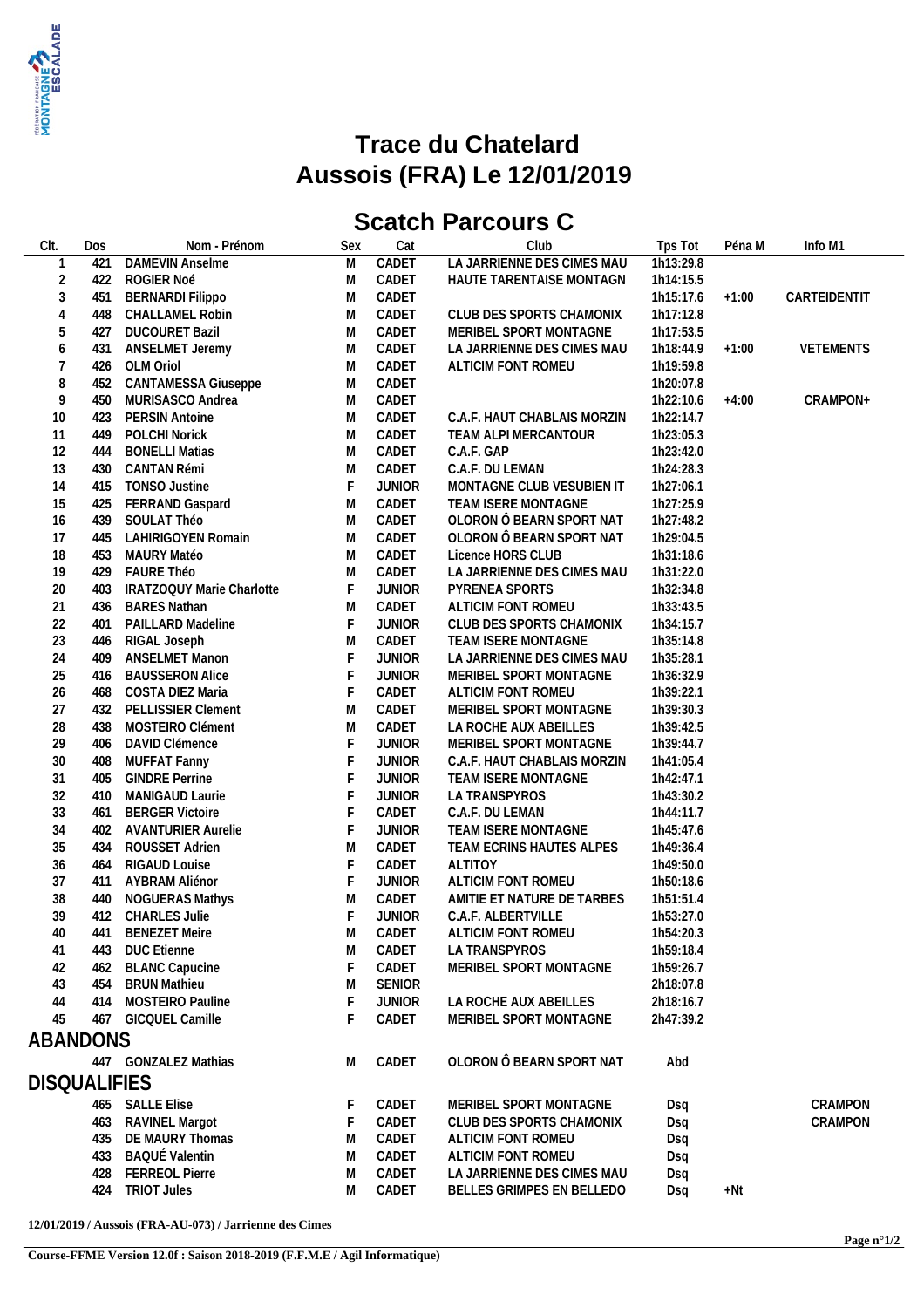# Trace du Chatelard
# Aussois (FRA) Le 12/01/2019

## Scatch Parcours C

| Clt. | Dos | Nom - Prénom | Sex | Cat | Club | Tps Tot | Péna M | Info M1 |
|---|---|---|---|---|---|---|---|---|
| 1 | 421 | DAMEVIN Anselme | M | CADET | LA JARRIENNE DES CIMES MAU | 1h13:29.8 | | |
| 2 | 422 | ROGIER Noé | M | CADET | HAUTE TARENTAISE MONTAGN | 1h14:15.5 | | |
| 3 | 451 | BERNARDI Filippo | M | CADET | | 1h15:17.6 | +1:00 | CARTEIDENTIT |
| 4 | 448 | CHALLAMEL Robin | M | CADET | CLUB DES SPORTS CHAMONIX | 1h17:12.8 | | |
| 5 | 427 | DUCOURET Bazil | M | CADET | MERIBEL SPORT MONTAGNE | 1h17:53.5 | | |
| 6 | 431 | ANSELMET Jeremy | M | CADET | LA JARRIENNE DES CIMES MAU | 1h18:44.9 | +1:00 | VETEMENTS |
| 7 | 426 | OLM Oriol | M | CADET | ALTICIM FONT ROMEU | 1h19:59.8 | | |
| 8 | 452 | CANTAMESSA Giuseppe | M | CADET | | 1h20:07.8 | | |
| 9 | 450 | MURISASCO Andrea | M | CADET | | 1h22:10.6 | +4:00 | CRAMPON+ |
| 10 | 423 | PERSIN Antoine | M | CADET | C.A.F. HAUT CHABLAIS MORZIN | 1h22:14.7 | | |
| 11 | 449 | POLCHI Norick | M | CADET | TEAM ALPI MERCANTOUR | 1h23:05.3 | | |
| 12 | 444 | BONELLI Matias | M | CADET | C.A.F. GAP | 1h23:42.0 | | |
| 13 | 430 | CANTAN Rémi | M | CADET | C.A.F. DU LEMAN | 1h24:28.3 | | |
| 14 | 415 | TONSO Justine | F | JUNIOR | MONTAGNE CLUB VESUBIEN IT | 1h27:06.1 | | |
| 15 | 425 | FERRAND Gaspard | M | CADET | TEAM ISERE MONTAGNE | 1h27:25.9 | | |
| 16 | 439 | SOULAT Théo | M | CADET | OLORON Ô BEARN SPORT NAT | 1h27:48.2 | | |
| 17 | 445 | LAHIRIGOYEN Romain | M | CADET | OLORON Ô BEARN SPORT NAT | 1h29:04.5 | | |
| 18 | 453 | MAURY Matéo | M | CADET | Licence HORS CLUB | 1h31:18.6 | | |
| 19 | 429 | FAURE Théo | M | CADET | LA JARRIENNE DES CIMES MAU | 1h31:22.0 | | |
| 20 | 403 | IRATZOQUY Marie Charlotte | F | JUNIOR | PYRENEA SPORTS | 1h32:34.8 | | |
| 21 | 436 | BARES Nathan | M | CADET | ALTICIM FONT ROMEU | 1h33:43.5 | | |
| 22 | 401 | PAILLARD Madeline | F | JUNIOR | CLUB DES SPORTS CHAMONIX | 1h34:15.7 | | |
| 23 | 446 | RIGAL Joseph | M | CADET | TEAM ISERE MONTAGNE | 1h35:14.8 | | |
| 24 | 409 | ANSELMET Manon | F | JUNIOR | LA JARRIENNE DES CIMES MAU | 1h35:28.1 | | |
| 25 | 416 | BAUSSERON Alice | F | JUNIOR | MERIBEL SPORT MONTAGNE | 1h36:32.9 | | |
| 26 | 468 | COSTA DIEZ Maria | F | CADET | ALTICIM FONT ROMEU | 1h39:22.1 | | |
| 27 | 432 | PELLISSIER Clement | M | CADET | MERIBEL SPORT MONTAGNE | 1h39:30.3 | | |
| 28 | 438 | MOSTEIRO Clément | M | CADET | LA ROCHE AUX ABEILLES | 1h39:42.5 | | |
| 29 | 406 | DAVID Clémence | F | JUNIOR | MERIBEL SPORT MONTAGNE | 1h39:44.7 | | |
| 30 | 408 | MUFFAT Fanny | F | JUNIOR | C.A.F. HAUT CHABLAIS MORZIN | 1h41:05.4 | | |
| 31 | 405 | GINDRE Perrine | F | JUNIOR | TEAM ISERE MONTAGNE | 1h42:47.1 | | |
| 32 | 410 | MANIGAUD Laurie | F | JUNIOR | LA TRANSPYROS | 1h43:30.2 | | |
| 33 | 461 | BERGER Victoire | F | CADET | C.A.F. DU LEMAN | 1h44:11.7 | | |
| 34 | 402 | AVANTURIER Aurelie | F | JUNIOR | TEAM ISERE MONTAGNE | 1h45:47.6 | | |
| 35 | 434 | ROUSSET Adrien | M | CADET | TEAM ECRINS HAUTES ALPES | 1h49:36.4 | | |
| 36 | 464 | RIGAUD Louise | F | CADET | ALTITOY | 1h49:50.0 | | |
| 37 | 411 | AYBRAM Aliénor | F | JUNIOR | ALTICIM FONT ROMEU | 1h50:18.6 | | |
| 38 | 440 | NOGUERAS Mathys | M | CADET | AMITIE ET NATURE DE TARBES | 1h51:51.4 | | |
| 39 | 412 | CHARLES Julie | F | JUNIOR | C.A.F. ALBERTVILLE | 1h53:27.0 | | |
| 40 | 441 | BENEZET Meire | M | CADET | ALTICIM FONT ROMEU | 1h54:20.3 | | |
| 41 | 443 | DUC Etienne | M | CADET | LA TRANSPYROS | 1h59:18.4 | | |
| 42 | 462 | BLANC Capucine | F | CADET | MERIBEL SPORT MONTAGNE | 1h59:26.7 | | |
| 43 | 454 | BRUN Mathieu | M | SENIOR | | 2h18:07.8 | | |
| 44 | 414 | MOSTEIRO Pauline | F | JUNIOR | LA ROCHE AUX ABEILLES | 2h18:16.7 | | |
| 45 | 467 | GICQUEL Camille | F | CADET | MERIBEL SPORT MONTAGNE | 2h47:39.2 | | |

## ABANDONS

| Clt. | Dos | Nom - Prénom | Sex | Cat | Club | Tps Tot | Péna M | Info M1 |
|---|---|---|---|---|---|---|---|---|
| | 447 | GONZALEZ Mathias | M | CADET | OLORON Ô BEARN SPORT NAT | Abd | | |

## DISQUALIFIES

| Clt. | Dos | Nom - Prénom | Sex | Cat | Club | Tps Tot | Péna M | Info M1 |
|---|---|---|---|---|---|---|---|---|
| | 465 | SALLE Elise | F | CADET | MERIBEL SPORT MONTAGNE | Dsq | | CRAMPON |
| | 463 | RAVINEL Margot | F | CADET | CLUB DES SPORTS CHAMONIX | Dsq | | CRAMPON |
| | 435 | DE MAURY Thomas | M | CADET | ALTICIM FONT ROMEU | Dsq | | |
| | 433 | BAQUÉ Valentin | M | CADET | ALTICIM FONT ROMEU | Dsq | | |
| | 428 | FERREOL Pierre | M | CADET | LA JARRIENNE DES CIMES MAU | Dsq | | |
| | 424 | TRIOT Jules | M | CADET | BELLES GRIMPES EN BELLEDO | Dsq | +Nt | |

**12/01/2019 / Aussois (FRA-AU-073) / Jarrienne des Cimes**

**Course-FFME Version 12.0f : Saison 2018-2019 (F.F.M.E / Agil Informatique)**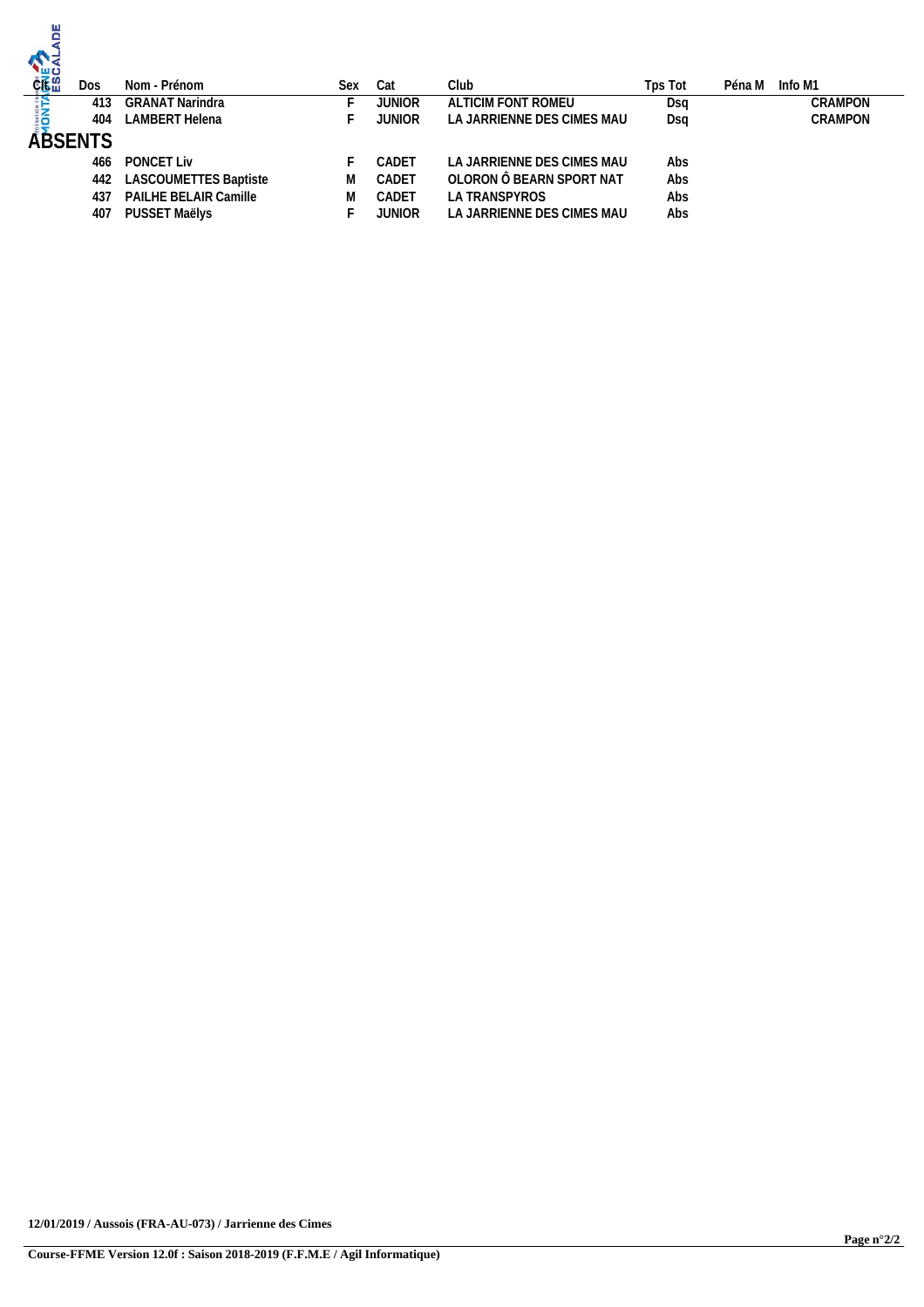| Clt | Dos | Nom - Prénom | Sex | Cat | Club | Tps Tot | Péna M | Info M1 |
|---|---|---|---|---|---|---|---|---|
| | 413 | GRANAT Narindra | F | JUNIOR | ALTICIM FONT ROMEU | Dsq | | CRAMPON |
| | 404 | LAMBERT Helena | F | JUNIOR | LA JARRIENNE DES CIMES MAU | Dsq | | CRAMPON |

## ABSENTS

| Clt | Dos | Nom - Prénom | Sex | Cat | Club | Tps Tot | Péna M | Info M1 |
|---|---|---|---|---|---|---|---|---|
| | 466 | PONCET Liv | F | CADET | LA JARRIENNE DES CIMES MAU | Abs | | |
| | 442 | LASCOUMETTES Baptiste | M | CADET | OLORON Ô BEARN SPORT NAT | Abs | | |
| | 437 | PAILHE BELAIR Camille | M | CADET | LA TRANSPYROS | Abs | | |
| | 407 | PUSSET Maëlys | F | JUNIOR | LA JARRIENNE DES CIMES MAU | Abs | | |

**12/01/2019 / Aussois (FRA-AU-073) / Jarrienne des Cimes**

**Course-FFME Version 12.0f : Saison 2018-2019 (F.F.M.E / Agil Informatique)**